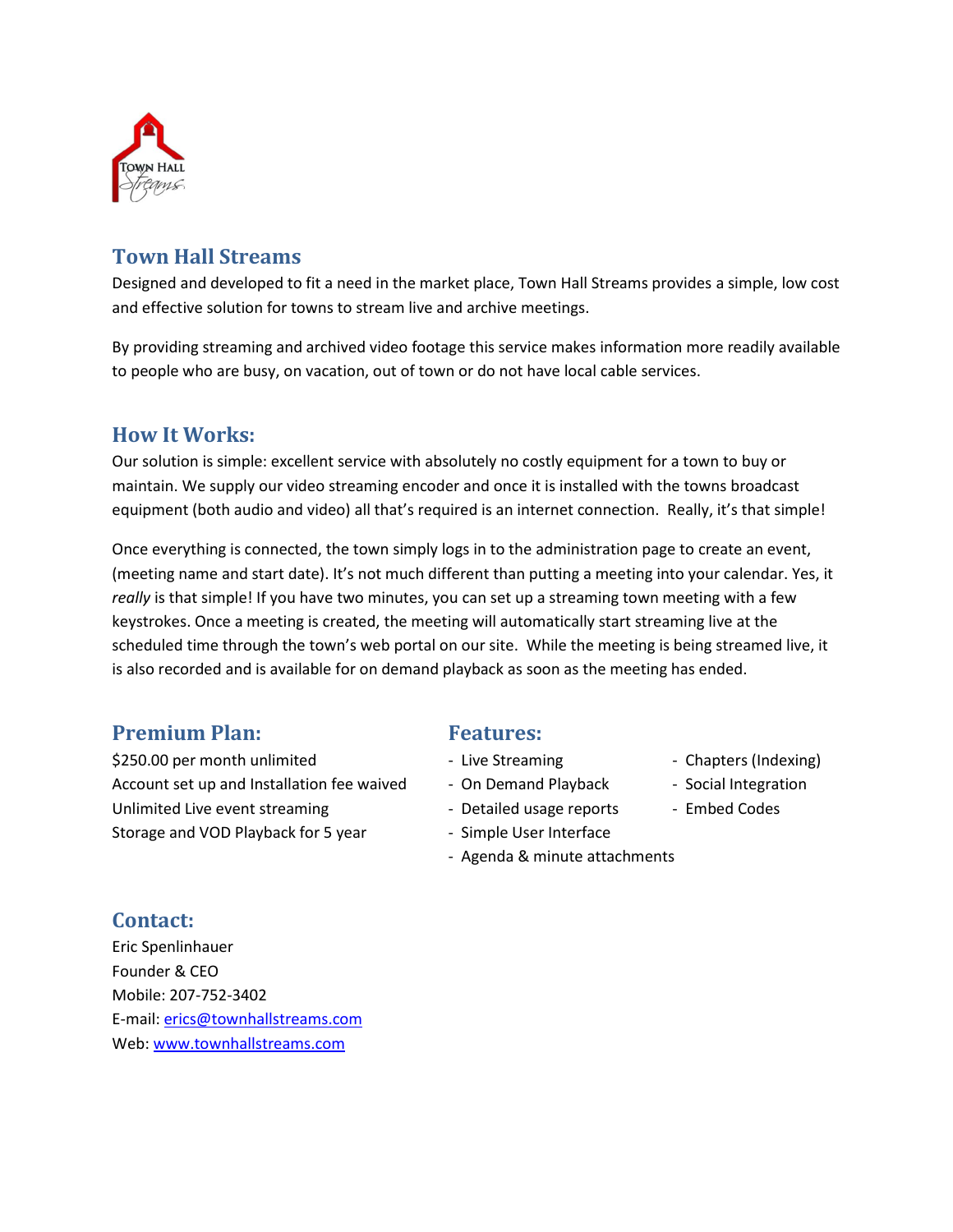## Town Hall Streams

Designed and developed to fit a need in the market place, Town Hall Streams provides a simple, low cost and effective solution for towns to stream live and archive meetings.

By providing streaming and archived video footage this service makes information more readily available to people who are busy, on vacation, out of town or do not have local cable services.

## How It Works:

Our solution is simple: excellent service with absolutely no costly equipment for a town to buy or maintain. We supply our video streaming encoder and once it is installed with the towns broadcast equipment (both audio and video) all that's required is an internet connection. Really, it's that simple!

Once everything is connected, the town simply logs in to the administration page to create an event, (meeting name and start date). It's not much different than putting a meeting into your calendar. Yes, it *really* is that simple! If you have two minutes, you can set up a streaming town meeting with a few keystrokes. Once a meeting is created, the meeting will automatically start streaming live at the scheduled time through the town's web portal on our site. While the meeting is being streamed live, it is also recorded and is available for on demand playback as soon as the meeting has ended.

## Premium Plan:

$250.00 per month unlimited
Account set up and Installation fee waived
Unlimited Live event streaming
Storage and VOD Playback for 5 year

## Features:

- Live Streaming
- On Demand Playback
- Detailed usage reports
- Simple User Interface
- Agenda & minute attachments
- Chapters (Indexing)
- Social Integration
- Embed Codes

## Contact:

Eric Spenlinhauer
Founder & CEO
Mobile: 207-752-3402
E-mail: erics@townhallstreams.com
Web: www.townhallstreams.com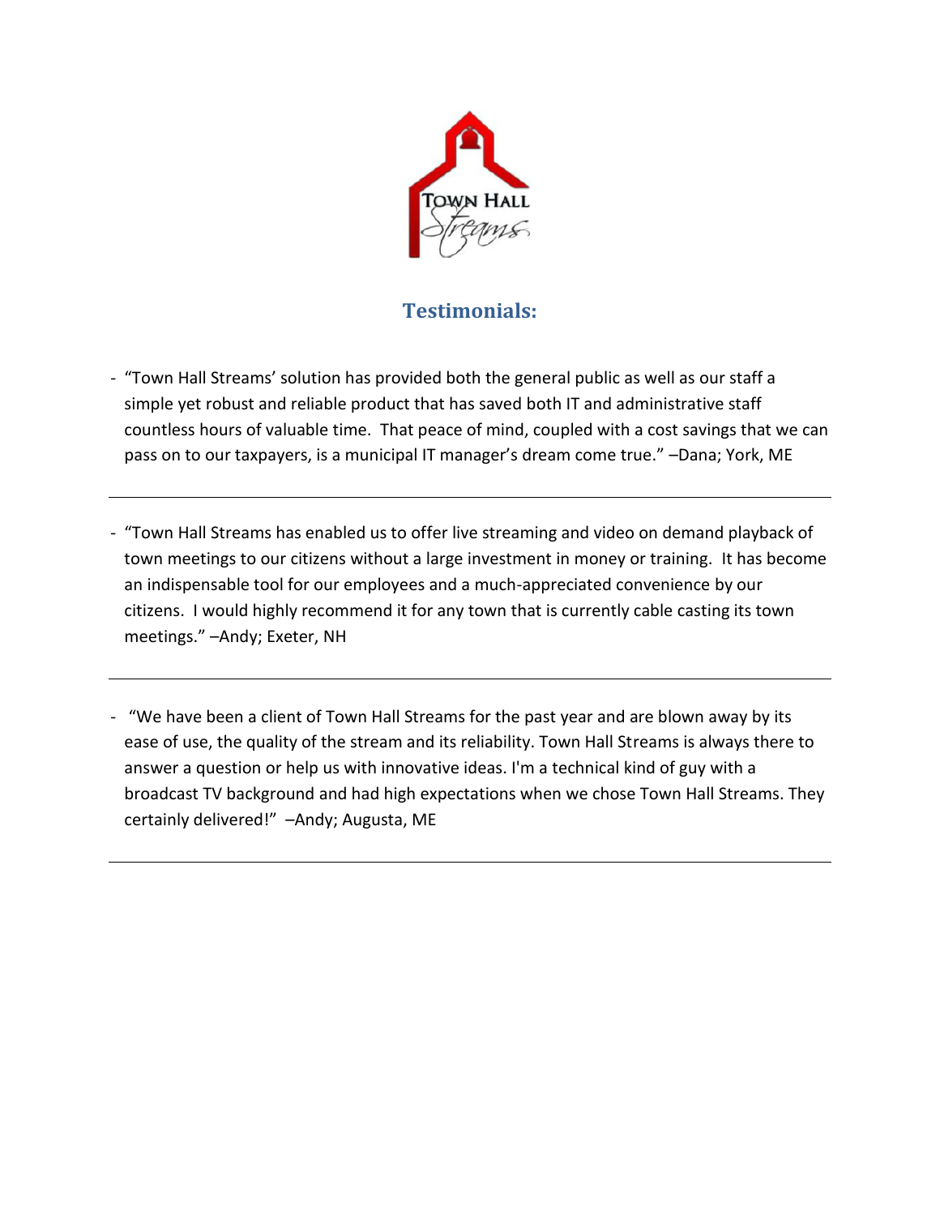## Testimonials:

- "Town Hall Streams' solution has provided both the general public as well as our staff a simple yet robust and reliable product that has saved both IT and administrative staff countless hours of valuable time. That peace of mind, coupled with a cost savings that we can pass on to our taxpayers, is a municipal IT manager's dream come true." –Dana; York, ME

---

- "Town Hall Streams has enabled us to offer live streaming and video on demand playback of town meetings to our citizens without a large investment in money or training. It has become an indispensable tool for our employees and a much-appreciated convenience by our citizens. I would highly recommend it for any town that is currently cable casting its town meetings." –Andy; Exeter, NH

---

- "We have been a client of Town Hall Streams for the past year and are blown away by its ease of use, the quality of the stream and its reliability. Town Hall Streams is always there to answer a question or help us with innovative ideas. I'm a technical kind of guy with a broadcast TV background and had high expectations when we chose Town Hall Streams. They certainly delivered!" –Andy; Augusta, ME

---